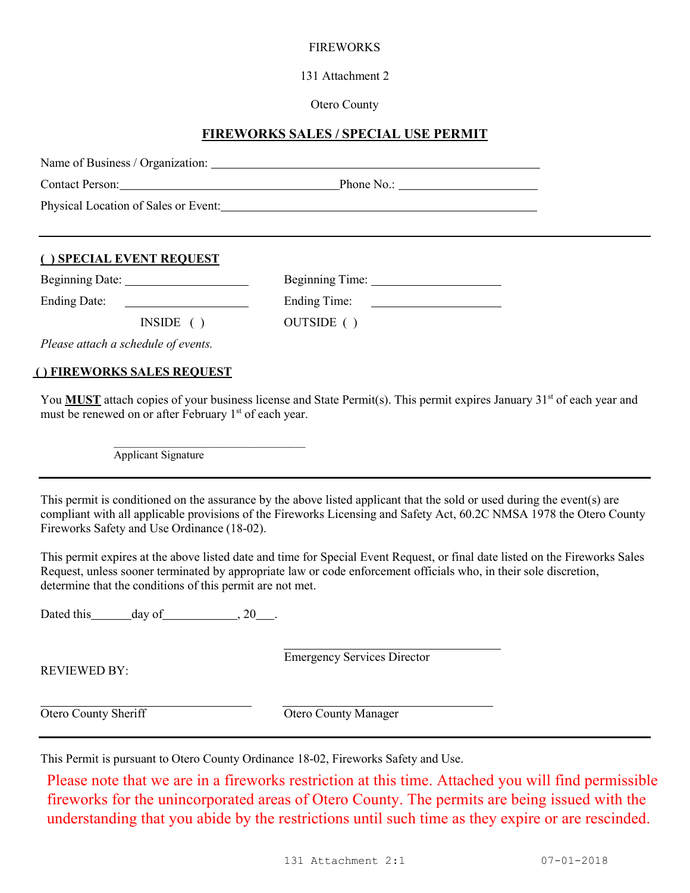FIREWORKS

131 Attachment 2

Otero County

## FIREWORKS SALES / SPECIAL USE PERMIT

Name of Business / Organization: ______________________________________________

Contact Person: ______________________________ Phone No.: ____________________

Physical Location of Sales or Event: ___________________________________________

---

**( ) SPECIAL EVENT REQUEST**

Beginning Date: ____________________ Beginning Time: ____________________

Ending Date: ____________________ Ending Time: ____________________

INSIDE ( ) OUTSIDE ( )

*Please attach a schedule of events.*

**( ) FIREWORKS SALES REQUEST**

You **MUST** attach copies of your business license and State Permit(s). This permit expires January 31st of each year and must be renewed on or after February 1st of each year.

______________________________
Applicant Signature

---

This permit is conditioned on the assurance by the above listed applicant that the sold or used during the event(s) are compliant with all applicable provisions of the Fireworks Licensing and Safety Act, 60.2C NMSA 1978 the Otero County Fireworks Safety and Use Ordinance (18-02).

This permit expires at the above listed date and time for Special Event Request, or final date listed on the Fireworks Sales Request, unless sooner terminated by appropriate law or code enforcement officials who, in their sole discretion, determine that the conditions of this permit are not met.

Dated this ______ day of ____________, 20___.

REVIEWED BY:

______________________________
Emergency Services Director

______________________________
Otero County Sheriff

______________________________
Otero County Manager

---

This Permit is pursuant to Otero County Ordinance 18-02, Fireworks Safety and Use.

Please note that we are in a fireworks restriction at this time. Attached you will find permissible fireworks for the unincorporated areas of Otero County. The permits are being issued with the understanding that you abide by the restrictions until such time as they expire or are rescinded.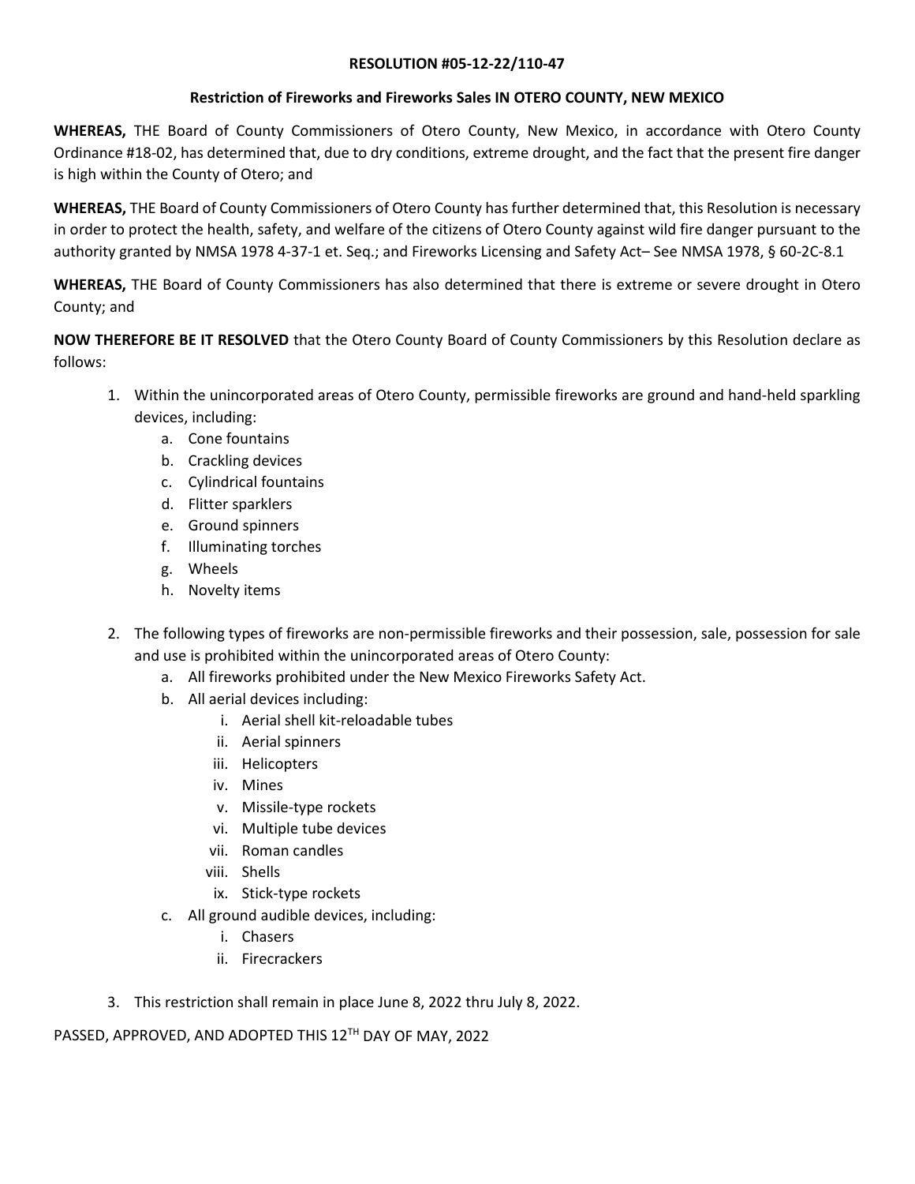**RESOLUTION #05-12-22/110-47**

**Restriction of Fireworks and Fireworks Sales IN OTERO COUNTY, NEW MEXICO**

**WHEREAS,** THE Board of County Commissioners of Otero County, New Mexico, in accordance with Otero County Ordinance #18-02, has determined that, due to dry conditions, extreme drought, and the fact that the present fire danger is high within the County of Otero; and

**WHEREAS,** THE Board of County Commissioners of Otero County has further determined that, this Resolution is necessary in order to protect the health, safety, and welfare of the citizens of Otero County against wild fire danger pursuant to the authority granted by NMSA 1978 4-37-1 et. Seq.; and Fireworks Licensing and Safety Act– See NMSA 1978, § 60-2C-8.1

**WHEREAS,** THE Board of County Commissioners has also determined that there is extreme or severe drought in Otero County; and

**NOW THEREFORE BE IT RESOLVED** that the Otero County Board of County Commissioners by this Resolution declare as follows:

1. Within the unincorporated areas of Otero County, permissible fireworks are ground and hand-held sparkling devices, including:
   a. Cone fountains
   b. Crackling devices
   c. Cylindrical fountains
   d. Flitter sparklers
   e. Ground spinners
   f. Illuminating torches
   g. Wheels
   h. Novelty items

2. The following types of fireworks are non-permissible fireworks and their possession, sale, possession for sale and use is prohibited within the unincorporated areas of Otero County:
   a. All fireworks prohibited under the New Mexico Fireworks Safety Act.
   b. All aerial devices including:
      i. Aerial shell kit-reloadable tubes
      ii. Aerial spinners
      iii. Helicopters
      iv. Mines
      v. Missile-type rockets
      vi. Multiple tube devices
      vii. Roman candles
      viii. Shells
      ix. Stick-type rockets
   c. All ground audible devices, including:
      i. Chasers
      ii. Firecrackers

3. This restriction shall remain in place June 8, 2022 thru July 8, 2022.

PASSED, APPROVED, AND ADOPTED THIS 12TH DAY OF MAY, 2022